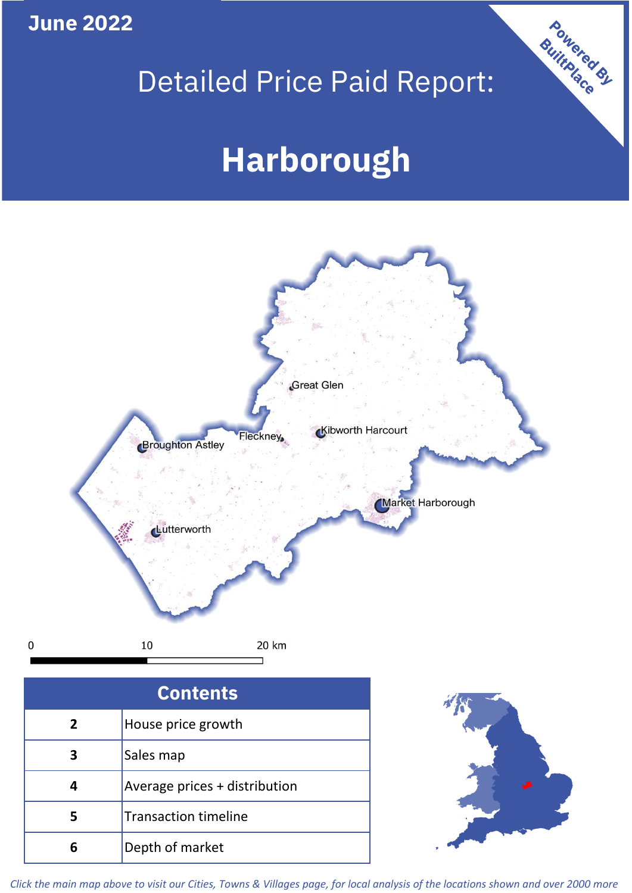June 2022

# Detailed Price Paid Report:

# Harborough

Powered By BuiltPlace

Great Glen
Fleckney
Kibworth Harcourt
Broughton Astley
Market Harborough
Lutterworth

0 10 20 km

| Contents | |
|---|---|
| 2 | House price growth |
| 3 | Sales map |
| 4 | Average prices + distribution |
| 5 | Transaction timeline |
| 6 | Depth of market |

*Click the main map above to visit our Cities, Towns & Villages page, for local analysis of the locations shown and over 2000 more*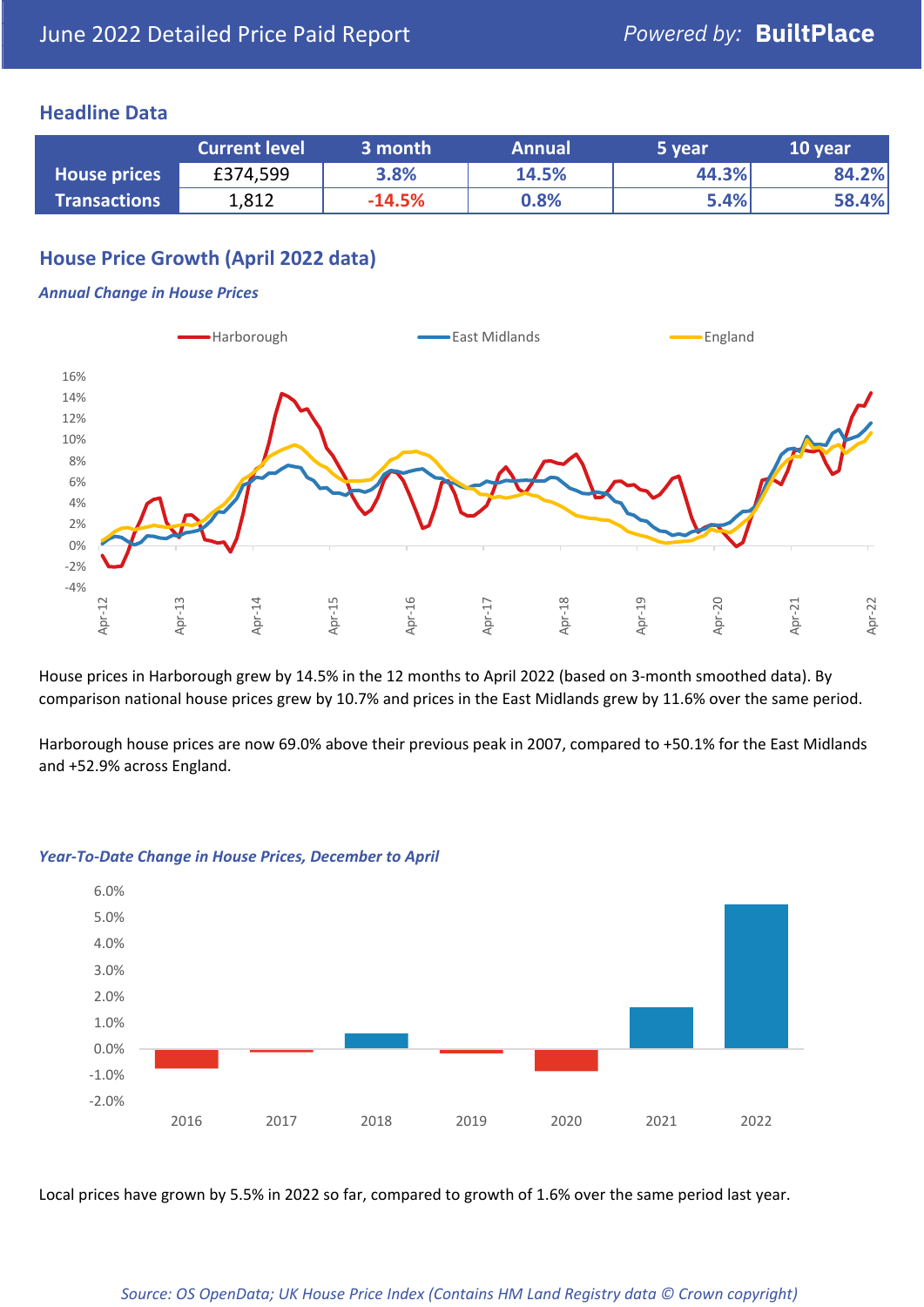# June 2022 Detailed Price Paid Report

Powered by: **BuiltPlace**

## Headline Data

| | Current level | 3 month | Annual | 5 year | 10 year |
|---|---|---|---|---|---|
| **House prices** | £374,599 | 3.8% | 14.5% | 44.3% | 84.2% |
| **Transactions** | 1,812 | -14.5% | 0.8% | 5.4% | 58.4% |

## House Price Growth (April 2022 data)

### *Annual Change in House Prices*

House prices in Harborough grew by 14.5% in the 12 months to April 2022 (based on 3-month smoothed data). By comparison national house prices grew by 10.7% and prices in the East Midlands grew by 11.6% over the same period.

Harborough house prices are now 69.0% above their previous peak in 2007, compared to +50.1% for the East Midlands and +52.9% across England.

### *Year-To-Date Change in House Prices, December to April*

Local prices have grown by 5.5% in 2022 so far, compared to growth of 1.6% over the same period last year.

*Source: OS OpenData; UK House Price Index (Contains HM Land Registry data © Crown copyright)*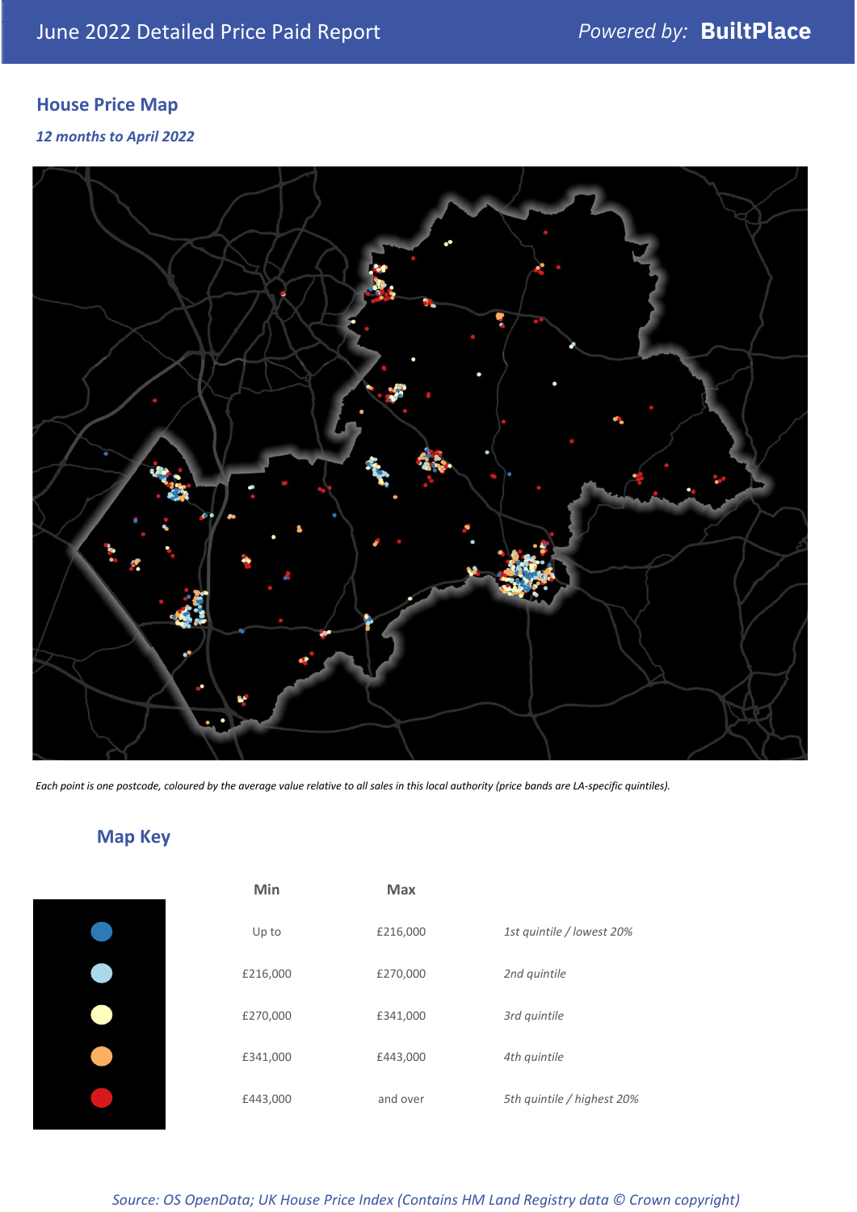## House Price Map

*12 months to April 2022*

*Each point is one postcode, coloured by the average value relative to all sales in this local authority (price bands are LA-specific quintiles).*

## Map Key

| | Min | Max | |
|---|---|---|---|
| | Up to | £216,000 | *1st quintile / lowest 20%* |
| | £216,000 | £270,000 | *2nd quintile* |
| | £270,000 | £341,000 | *3rd quintile* |
| | £341,000 | £443,000 | *4th quintile* |
| | £443,000 | and over | *5th quintile / highest 20%* |

*Source: OS OpenData; UK House Price Index (Contains HM Land Registry data © Crown copyright)*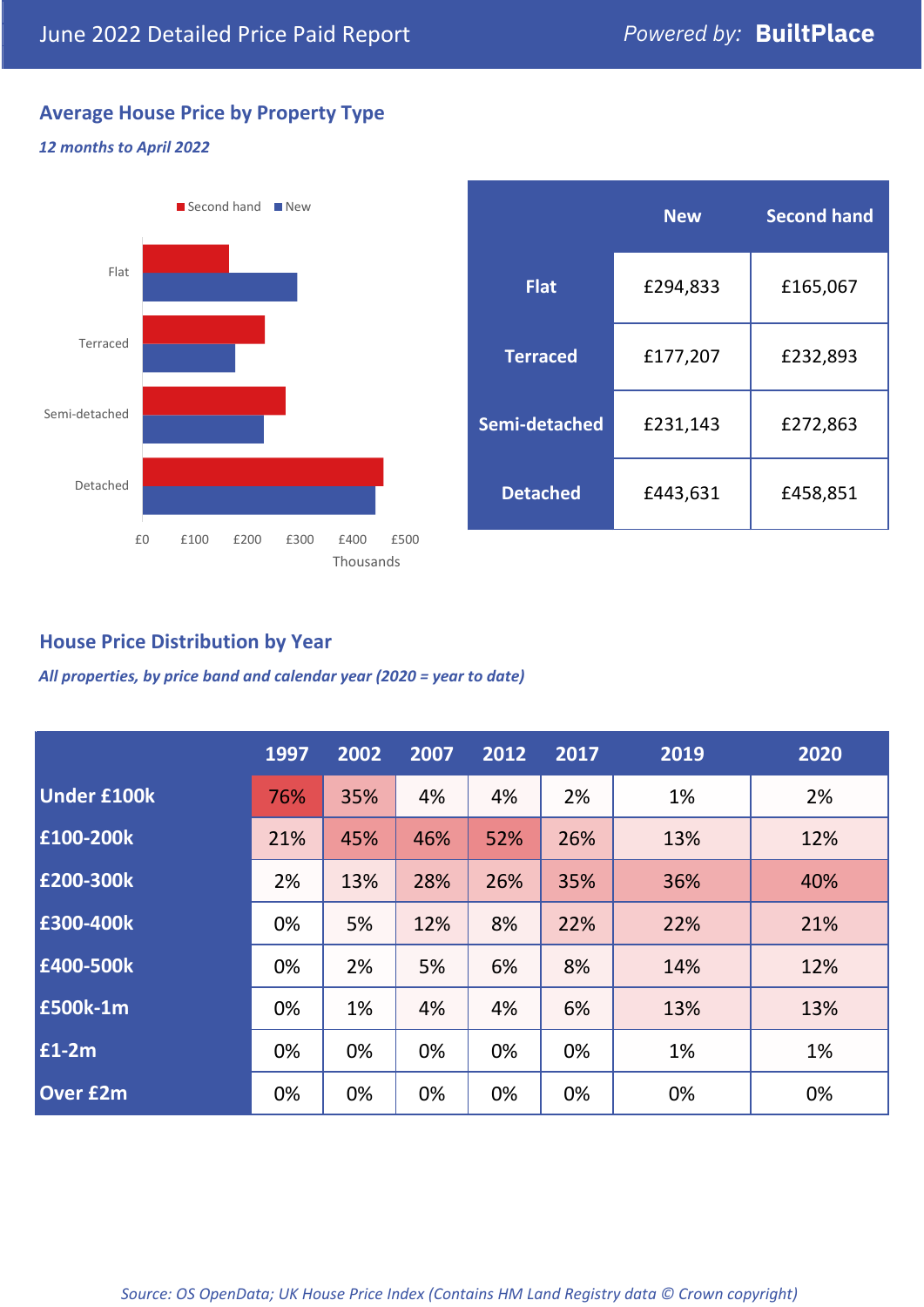# June 2022 Detailed Price Paid Report

Powered by: **BuiltPlace**

## Average House Price by Property Type

*12 months to April 2022*

| | New | Second hand |
|---|---|---|
| **Flat** | £294,833 | £165,067 |
| **Terraced** | £177,207 | £232,893 |
| **Semi-detached** | £231,143 | £272,863 |
| **Detached** | £443,631 | £458,851 |

## House Price Distribution by Year

*All properties, by price band and calendar year (2020 = year to date)*

| | 1997 | 2002 | 2007 | 2012 | 2017 | 2019 | 2020 |
|---|---|---|---|---|---|---|---|
| **Under £100k** | 76% | 35% | 4% | 4% | 2% | 1% | 2% |
| **£100-200k** | 21% | 45% | 46% | 52% | 26% | 13% | 12% |
| **£200-300k** | 2% | 13% | 28% | 26% | 35% | 36% | 40% |
| **£300-400k** | 0% | 5% | 12% | 8% | 22% | 22% | 21% |
| **£400-500k** | 0% | 2% | 5% | 6% | 8% | 14% | 12% |
| **£500k-1m** | 0% | 1% | 4% | 4% | 6% | 13% | 13% |
| **£1-2m** | 0% | 0% | 0% | 0% | 0% | 1% | 1% |
| **Over £2m** | 0% | 0% | 0% | 0% | 0% | 0% | 0% |

*Source: OS OpenData; UK House Price Index (Contains HM Land Registry data © Crown copyright)*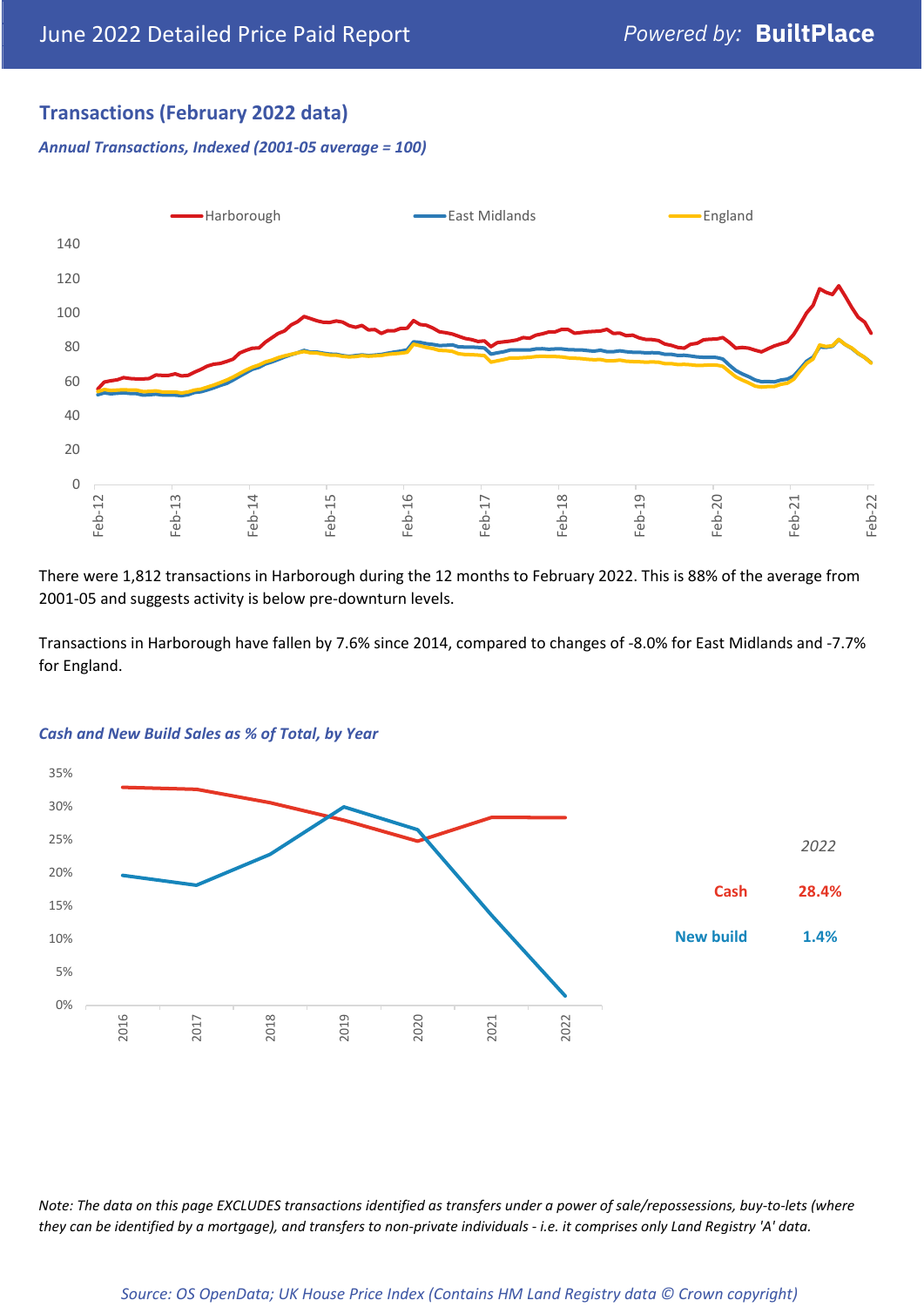## Transactions (February 2022 data)

*Annual Transactions, Indexed (2001-05 average = 100)*

There were 1,812 transactions in Harborough during the 12 months to February 2022. This is 88% of the average from 2001-05 and suggests activity is below pre-downturn levels.

Transactions in Harborough have fallen by 7.6% since 2014, compared to changes of -8.0% for East Midlands and -7.7% for England.

*Cash and New Build Sales as % of Total, by Year*

| 2022 | |
|---|---|
| Cash | 28.4% |
| New build | 1.4% |

*Note: The data on this page EXCLUDES transactions identified as transfers under a power of sale/repossessions, buy-to-lets (where they can be identified by a mortgage), and transfers to non-private individuals - i.e. it comprises only Land Registry 'A' data.*

*Source: OS OpenData; UK House Price Index (Contains HM Land Registry data © Crown copyright)*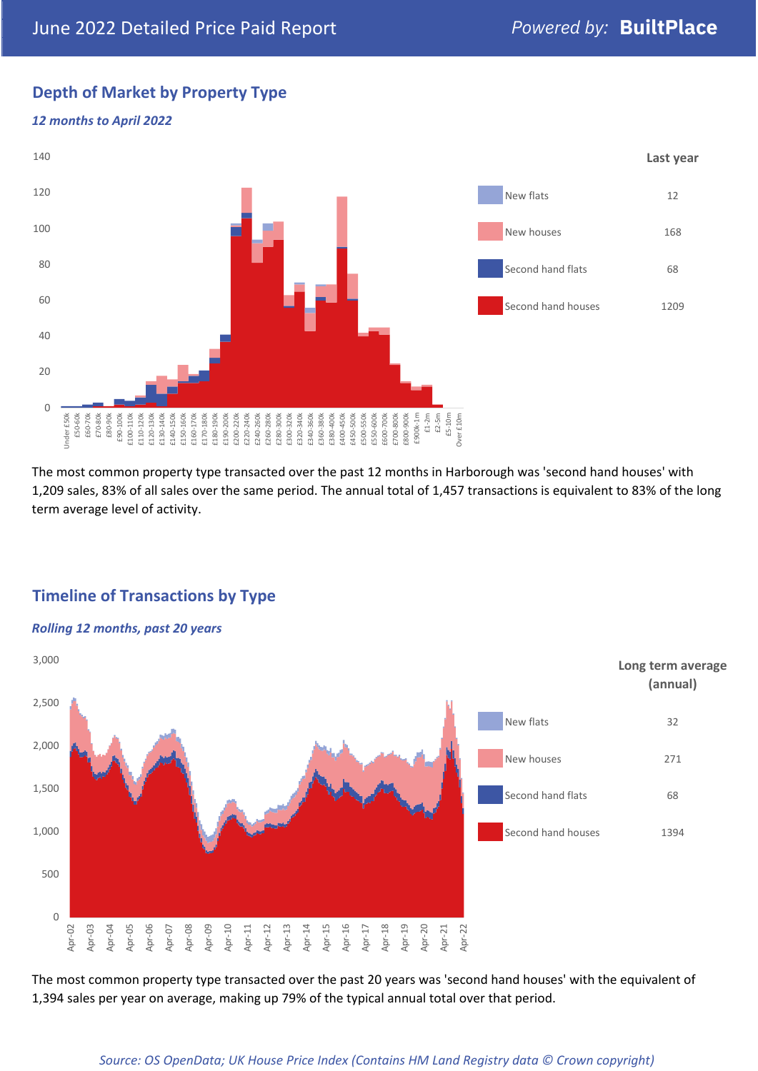June 2022 Detailed Price Paid Report

Powered by: **BuiltPlace**

## Depth of Market by Property Type

*12 months to April 2022*

140
120
100
80
60
40
20
0

Under £50k, £50-60k, £60-70k, £70-80k, £80-90k, £90-100k, £100-110k, £110-120k, £120-130k, £130-140k, £140-150k, £150-160k, £160-170k, £170-180k, £180-190k, £190-200k, £200-220k, £220-240k, £240-260k, £260-280k, £280-300k, £300-320k, £320-340k, £340-360k, £360-380k, £380-400k, £400-450k, £450-500k, £500-550k, £550-600k, £600-700k, £700-800k, £800-900k, £900k-1m, £1-2m, £2-5m, £5-10m, Over £10m

Last year

New flats 12

New houses 168

Second hand flats 68

Second hand houses 1209

The most common property type transacted over the past 12 months in Harborough was 'second hand houses' with 1,209 sales, 83% of all sales over the same period. The annual total of 1,457 transactions is equivalent to 83% of the long term average level of activity.

## Timeline of Transactions by Type

*Rolling 12 months, past 20 years*

3,000
2,500
2,000
1,500
1,000
500
0

Apr-02, Apr-03, Apr-04, Apr-05, Apr-06, Apr-07, Apr-08, Apr-09, Apr-10, Apr-11, Apr-12, Apr-13, Apr-14, Apr-15, Apr-16, Apr-17, Apr-18, Apr-19, Apr-20, Apr-21, Apr-22

Long term average (annual)

New flats 32

New houses 271

Second hand flats 68

Second hand houses 1394

The most common property type transacted over the past 20 years was 'second hand houses' with the equivalent of 1,394 sales per year on average, making up 79% of the typical annual total over that period.

*Source: OS OpenData; UK House Price Index (Contains HM Land Registry data © Crown copyright)*